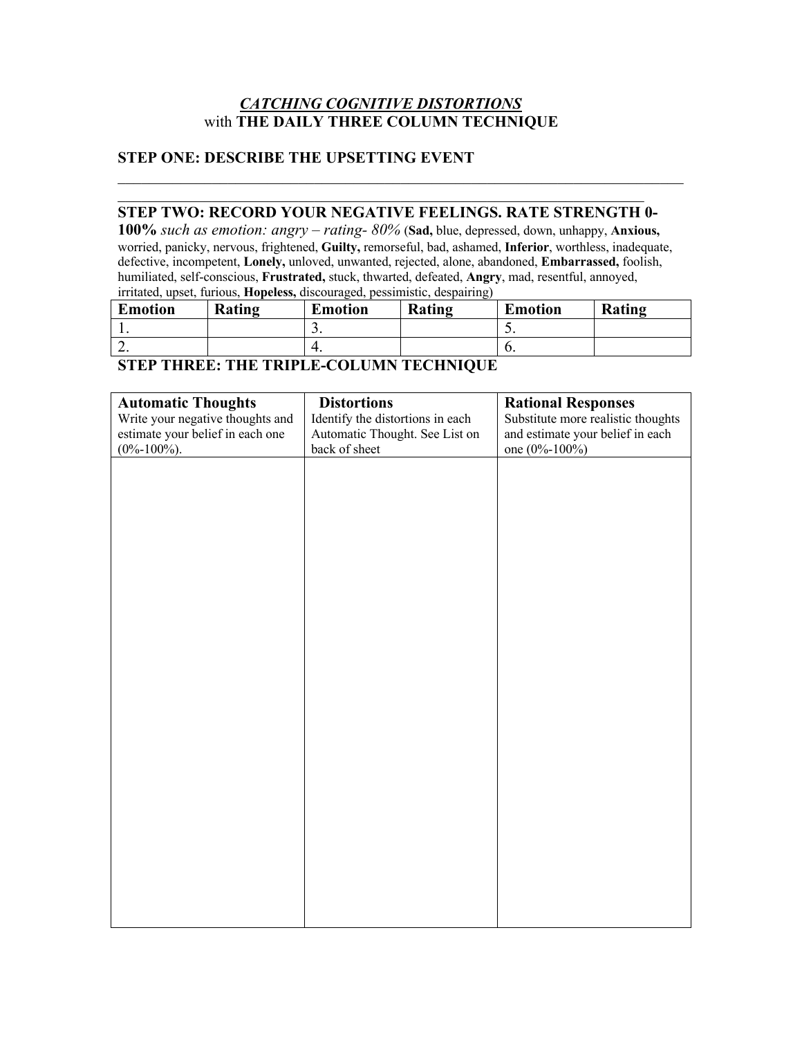# *CATCHING COGNITIVE DISTORTIONS*
## with **THE DAILY THREE COLUMN TECHNIQUE**

### STEP ONE: DESCRIBE THE UPSETTING EVENT

\_\_\_\_\_\_\_\_\_\_\_\_\_\_\_\_\_\_\_\_\_\_\_\_\_\_\_\_\_\_\_\_\_\_\_\_\_\_\_\_\_\_\_\_\_\_\_\_\_\_\_\_\_\_\_\_\_\_\_\_\_\_\_\_\_\_\_\_\_\_\_\_\_\_\_\_

\_\_\_\_\_\_\_\_\_\_\_\_\_\_\_\_\_\_\_\_\_\_\_\_\_\_\_\_\_\_\_\_\_\_\_\_\_\_\_\_\_\_\_\_\_\_\_\_\_\_\_\_\_\_\_\_\_\_\_\_\_\_\_\_\_\_\_\_\_

### STEP TWO: RECORD YOUR NEGATIVE FEELINGS. RATE STRENGTH 0-100%

*such as emotion: angry – rating- 80%* (**Sad,** blue, depressed, down, unhappy, **Anxious,** worried, panicky, nervous, frightened, **Guilty,** remorseful, bad, ashamed, **Inferior**, worthless, inadequate, defective, incompetent, **Lonely,** unloved, unwanted, rejected, alone, abandoned, **Embarrassed,** foolish, humiliated, self-conscious, **Frustrated,** stuck, thwarted, defeated, **Angry**, mad, resentful, annoyed, irritated, upset, furious, **Hopeless,** discouraged, pessimistic, despairing)

| Emotion | Rating | Emotion | Rating | Emotion | Rating |
|---|---|---|---|---|---|
| 1. | | 3. | | 5. | |
| 2. | | 4. | | 6. | |

### STEP THREE: THE TRIPLE-COLUMN TECHNIQUE

| **Automatic Thoughts**<br>Write your negative thoughts and estimate your belief in each one (0%-100%). | **Distortions**<br>Identify the distortions in each Automatic Thought. See List on back of sheet | **Rational Responses**<br>Substitute more realistic thoughts and estimate your belief in each one (0%-100%) |
|---|---|---|
| | | |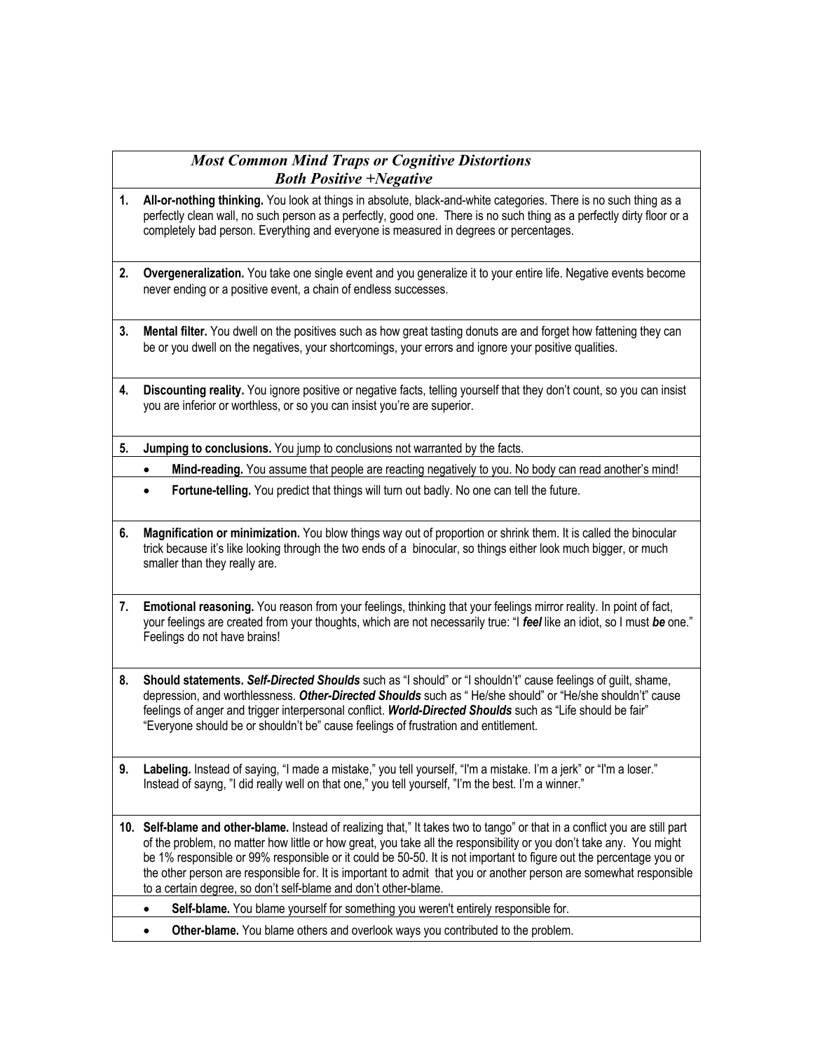### *Most Common Mind Traps or Cognitive Distortions*
### *Both Positive +Negative*

1. **All-or-nothing thinking.** You look at things in absolute, black-and-white categories. There is no such thing as a perfectly clean wall, no such person as a perfectly, good one. There is no such thing as a perfectly dirty floor or a completely bad person. Everything and everyone is measured in degrees or percentages.

2. **Overgeneralization.** You take one single event and you generalize it to your entire life. Negative events become never ending or a positive event, a chain of endless successes.

3. **Mental filter.** You dwell on the positives such as how great tasting donuts are and forget how fattening they can be or you dwell on the negatives, your shortcomings, your errors and ignore your positive qualities.

4. **Discounting reality.** You ignore positive or negative facts, telling yourself that they don't count, so you can insist you are inferior or worthless, or so you can insist you're are superior.

5. **Jumping to conclusions.** You jump to conclusions not warranted by the facts.
   - **Mind-reading.** You assume that people are reacting negatively to you. No body can read another's mind!
   - **Fortune-telling.** You predict that things will turn out badly. No one can tell the future.

6. **Magnification or minimization.** You blow things way out of proportion or shrink them. It is called the binocular trick because it's like looking through the two ends of a binocular, so things either look much bigger, or much smaller than they really are.

7. **Emotional reasoning.** You reason from your feelings, thinking that your feelings mirror reality. In point of fact, your feelings are created from your thoughts, which are not necessarily true: "I ***feel*** like an idiot, so I must ***be*** one." Feelings do not have brains!

8. **Should statements.** ***Self-Directed Shoulds*** such as "I should" or "I shouldn't" cause feelings of guilt, shame, depression, and worthlessness. ***Other-Directed Shoulds*** such as " He/she should" or "He/she shouldn't" cause feelings of anger and trigger interpersonal conflict. ***World-Directed Shoulds*** such as "Life should be fair" "Everyone should be or shouldn't be" cause feelings of frustration and entitlement.

9. **Labeling.** Instead of saying, "I made a mistake," you tell yourself, "I'm a mistake. I'm a jerk" or "I'm a loser." Instead of sayng, "I did really well on that one," you tell yourself, "I'm the best. I'm a winner."

10. **Self-blame and other-blame.** Instead of realizing that," It takes two to tango" or that in a conflict you are still part of the problem, no matter how little or how great, you take all the responsibility or you don't take any. You might be 1% responsible or 99% responsible or it could be 50-50. It is not important to figure out the percentage you or the other person are responsible for. It is important to admit that you or another person are somewhat responsible to a certain degree, so don't self-blame and don't other-blame.
    - **Self-blame.** You blame yourself for something you weren't entirely responsible for.
    - **Other-blame.** You blame others and overlook ways you contributed to the problem.